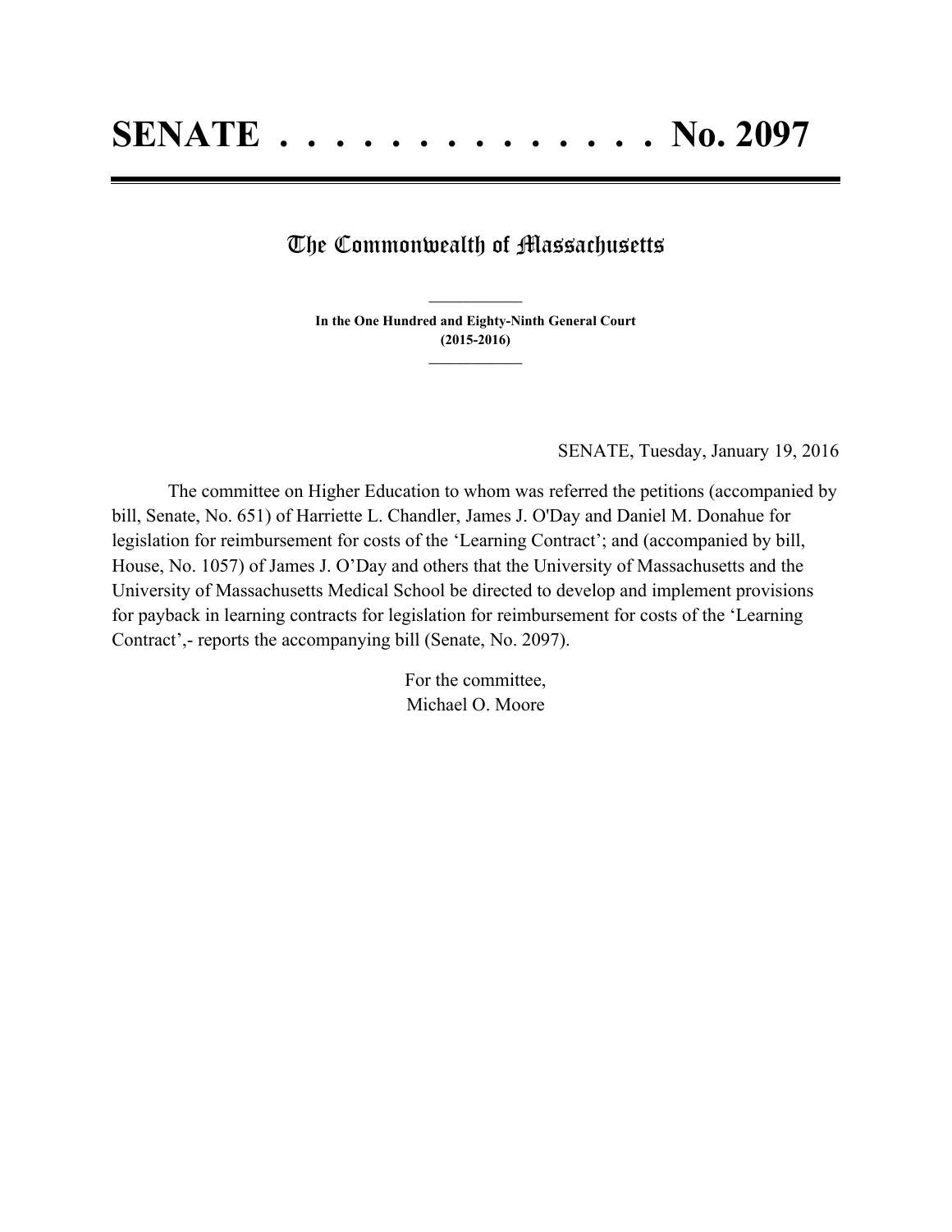# SENATE . . . . . . . . . . . . . . No. 2097

## The Commonwealth of Massachusetts

**In the One Hundred and Eighty-Ninth General Court**
**(2015-2016)**

SENATE, Tuesday, January 19, 2016

The committee on Higher Education to whom was referred the petitions (accompanied by bill, Senate, No. 651) of Harriette L. Chandler, James J. O'Day and Daniel M. Donahue for legislation for reimbursement for costs of the 'Learning Contract'; and (accompanied by bill, House, No. 1057) of James J. O'Day and others that the University of Massachusetts and the University of Massachusetts Medical School be directed to develop and implement provisions for payback in learning contracts for legislation for reimbursement for costs of the 'Learning Contract',- reports the accompanying bill (Senate, No. 2097).

For the committee,
Michael O. Moore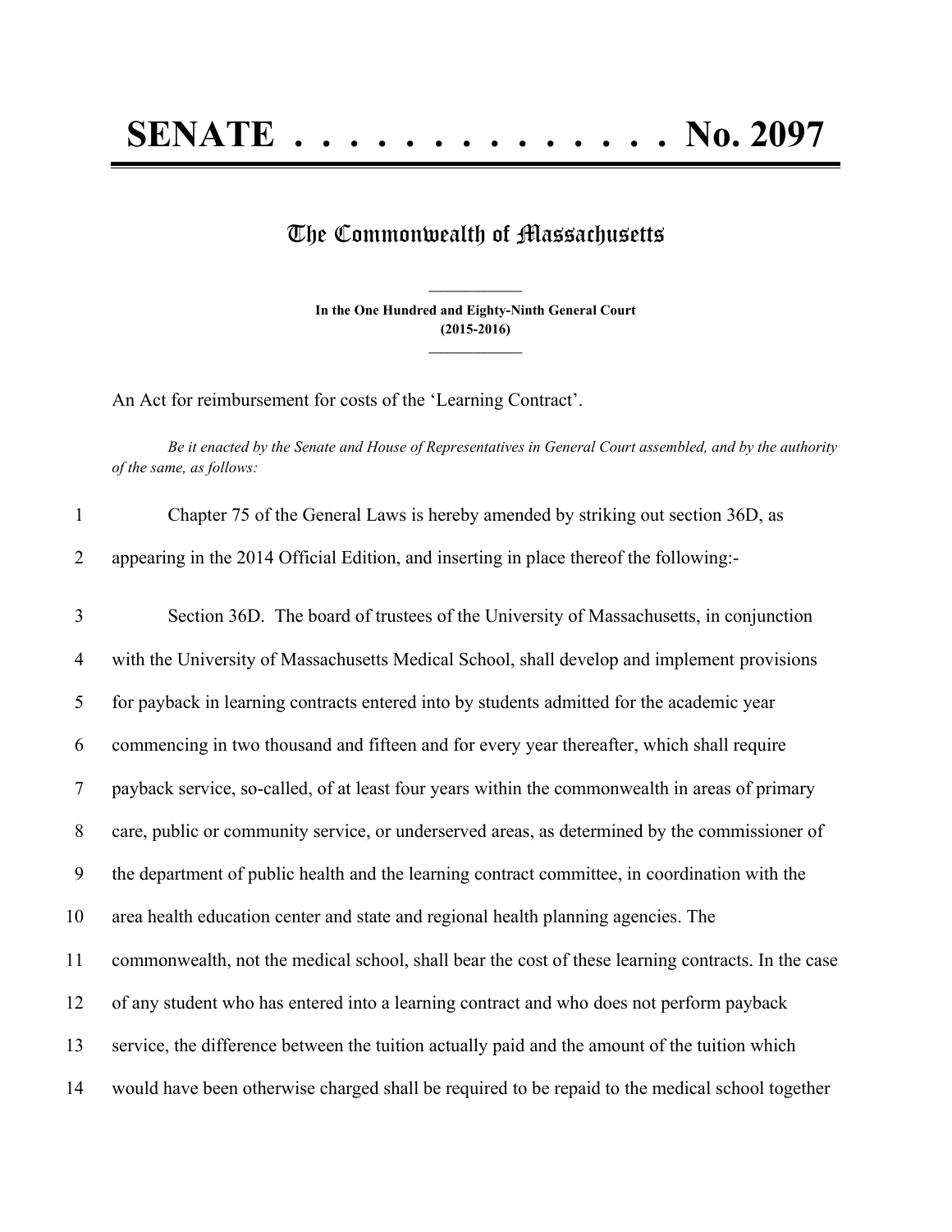# SENATE . . . . . . . . . . . . . . No. 2097

## The Commonwealth of Massachusetts

**In the One Hundred and Eighty-Ninth General Court**
**(2015-2016)**

An Act for reimbursement for costs of the 'Learning Contract'.

*Be it enacted by the Senate and House of Representatives in General Court assembled, and by the authority of the same, as follows:*

1 Chapter 75 of the General Laws is hereby amended by striking out section 36D, as
2 appearing in the 2014 Official Edition, and inserting in place thereof the following:-

3 Section 36D. The board of trustees of the University of Massachusetts, in conjunction
4 with the University of Massachusetts Medical School, shall develop and implement provisions
5 for payback in learning contracts entered into by students admitted for the academic year
6 commencing in two thousand and fifteen and for every year thereafter, which shall require
7 payback service, so-called, of at least four years within the commonwealth in areas of primary
8 care, public or community service, or underserved areas, as determined by the commissioner of
9 the department of public health and the learning contract committee, in coordination with the
10 area health education center and state and regional health planning agencies. The
11 commonwealth, not the medical school, shall bear the cost of these learning contracts. In the case
12 of any student who has entered into a learning contract and who does not perform payback
13 service, the difference between the tuition actually paid and the amount of the tuition which
14 would have been otherwise charged shall be required to be repaid to the medical school together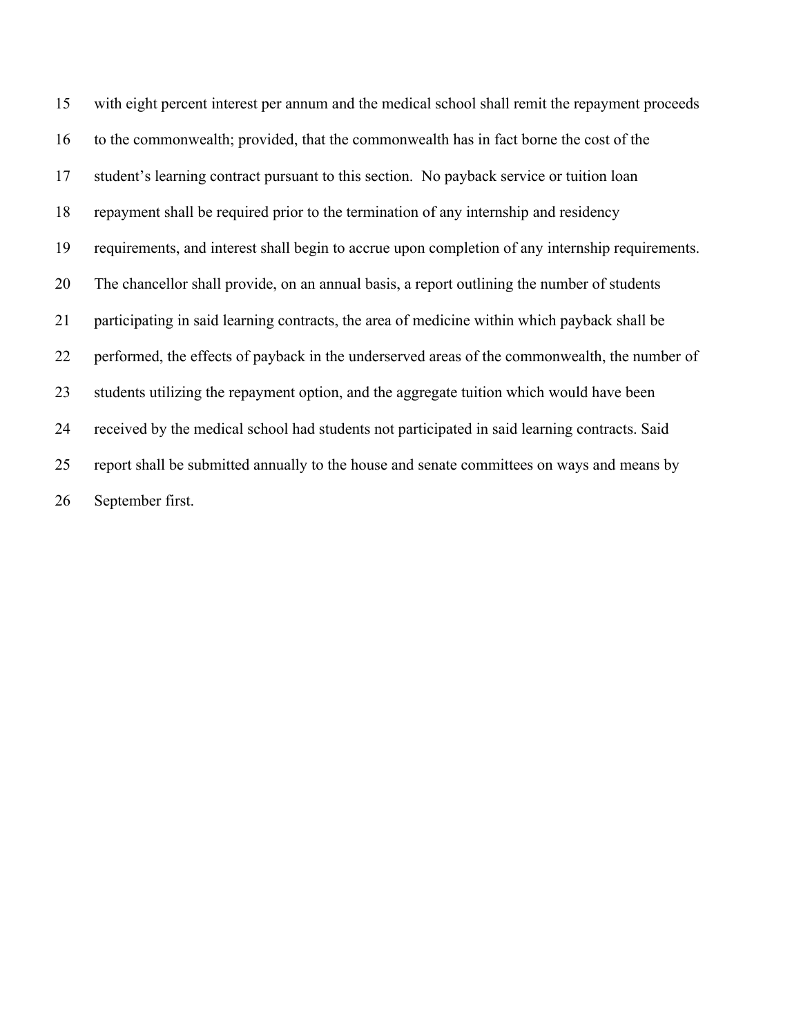with eight percent interest per annum and the medical school shall remit the repayment proceeds to the commonwealth; provided, that the commonwealth has in fact borne the cost of the student's learning contract pursuant to this section. No payback service or tuition loan repayment shall be required prior to the termination of any internship and residency requirements, and interest shall begin to accrue upon completion of any internship requirements. The chancellor shall provide, on an annual basis, a report outlining the number of students participating in said learning contracts, the area of medicine within which payback shall be performed, the effects of payback in the underserved areas of the commonwealth, the number of students utilizing the repayment option, and the aggregate tuition which would have been received by the medical school had students not participated in said learning contracts. Said report shall be submitted annually to the house and senate committees on ways and means by September first.